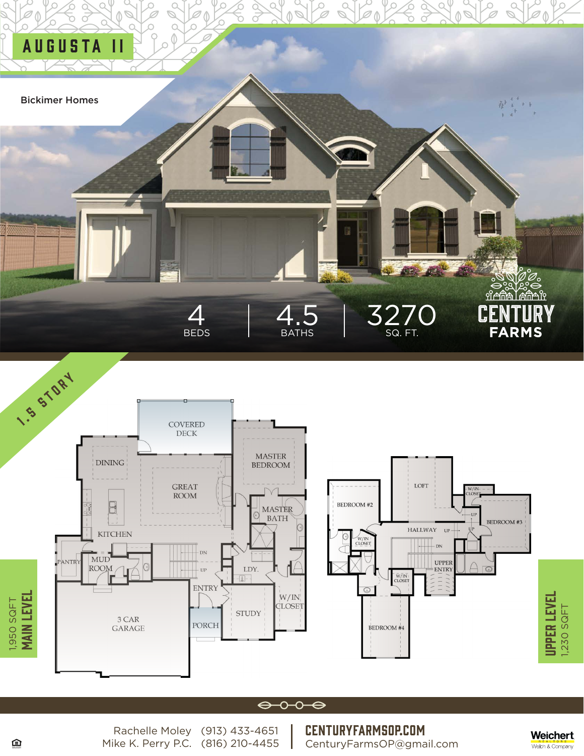# AUGUSTA II

Bickimer Homes

4 BEDS | 4.5 BATHS | 3270 SQ. FT.

CENTURY FARMS

1.5 STORY

COVERED DECK
DINING
GREAT ROOM
MASTER BEDROOM
MASTER BATH
KITCHEN
PANTRY
MUD ROOM
DN
UP
LDY.
ENTRY
W/IN CLOSET
STUDY
3 CAR GARAGE
PORCH

**MAIN LEVEL**
1,950 SQFT

LOFT
W/IN CLOSET
BEDROOM #2
BEDROOM #3
HALLWAY
UP
W/IN CLOSET
DN
UPPER ENTRY
W/IN CLOSET
BEDROOM #4

**UPPER LEVEL**
1,230 SQFT

Rachelle Moley (913) 433-4651
Mike K. Perry P.C. (816) 210-4455

**CENTURYFARMSOP.COM**
CenturyFarmsOP@gmail.com

Weichert REALTORS Welch & Company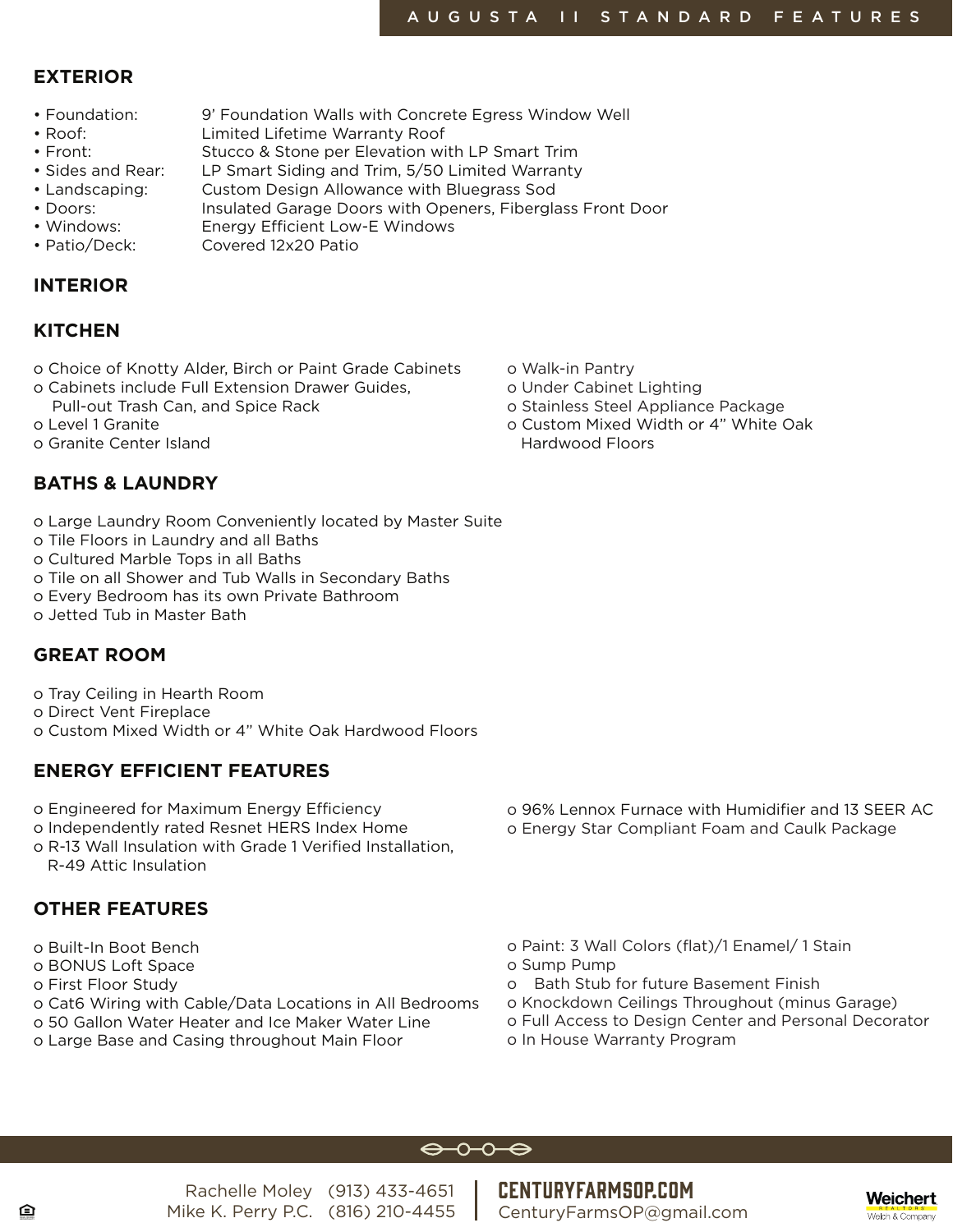# AUGUSTA II STANDARD FEATURES

## EXTERIOR

- Foundation: 9' Foundation Walls with Concrete Egress Window Well
- Roof: Limited Lifetime Warranty Roof
- Front: Stucco & Stone per Elevation with LP Smart Trim
- Sides and Rear: LP Smart Siding and Trim, 5/50 Limited Warranty
- Landscaping: Custom Design Allowance with Bluegrass Sod
- Doors: Insulated Garage Doors with Openers, Fiberglass Front Door
- Windows: Energy Efficient Low-E Windows
- Patio/Deck: Covered 12x20 Patio

## INTERIOR

## KITCHEN

- Choice of Knotty Alder, Birch or Paint Grade Cabinets
- Cabinets include Full Extension Drawer Guides, Pull-out Trash Can, and Spice Rack
- Level 1 Granite
- Granite Center Island
- Walk-in Pantry
- Under Cabinet Lighting
- Stainless Steel Appliance Package
- Custom Mixed Width or 4" White Oak Hardwood Floors

## BATHS & LAUNDRY

- Large Laundry Room Conveniently located by Master Suite
- Tile Floors in Laundry and all Baths
- Cultured Marble Tops in all Baths
- Tile on all Shower and Tub Walls in Secondary Baths
- Every Bedroom has its own Private Bathroom
- Jetted Tub in Master Bath

## GREAT ROOM

- Tray Ceiling in Hearth Room
- Direct Vent Fireplace
- Custom Mixed Width or 4" White Oak Hardwood Floors

## ENERGY EFFICIENT FEATURES

- Engineered for Maximum Energy Efficiency
- Independently rated Resnet HERS Index Home
- R-13 Wall Insulation with Grade 1 Verified Installation, R-49 Attic Insulation
- 96% Lennox Furnace with Humidifier and 13 SEER AC
- Energy Star Compliant Foam and Caulk Package

## OTHER FEATURES

- Built-In Boot Bench
- BONUS Loft Space
- First Floor Study
- Cat6 Wiring with Cable/Data Locations in All Bedrooms
- 50 Gallon Water Heater and Ice Maker Water Line
- Large Base and Casing throughout Main Floor
- Paint: 3 Wall Colors (flat)/1 Enamel/ 1 Stain
- Sump Pump
- Bath Stub for future Basement Finish
- Knockdown Ceilings Throughout (minus Garage)
- Full Access to Design Center and Personal Decorator
- In House Warranty Program

Rachelle Moley (913) 433-4651
Mike K. Perry P.C. (816) 210-4455

CENTURYFARMSOP.COM
CenturyFarmsOP@gmail.com

Weichert Realtors Welch & Company